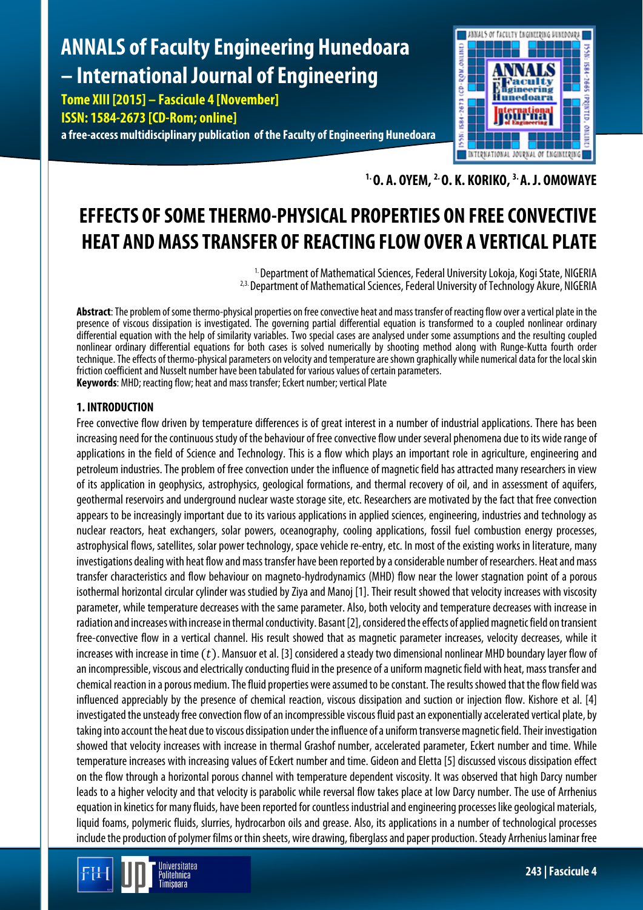# EFFECTS OF SOME THERMO-PHYSICAL PROPERTIES ON FREE CONVECTIVE HEAT AND MASS TRANSFER OF REACTING FLOW OVER A VERTICAL PLATE

[1.] O. A. OYEM, [2.] O. K. KORIKO, [3.] A. J. OMOWAYE

[1.] Department of Mathematical Sciences, Federal University Lokoja, Kogi State, NIGERIA
[2,3.] Department of Mathematical Sciences, Federal University of Technology Akure, NIGERIA

**Abstract**: The problem of some thermo-physical properties on free convective heat and mass transfer of reacting flow over a vertical plate in the presence of viscous dissipation is investigated. The governing partial differential equation is transformed to a coupled nonlinear ordinary differential equation with the help of similarity variables. Two special cases are analysed under some assumptions and the resulting coupled nonlinear ordinary differential equations for both cases is solved numerically by shooting method along with Runge-Kutta fourth order technique. The effects of thermo-physical parameters on velocity and temperature are shown graphically while numerical data for the local skin friction coefficient and Nusselt number have been tabulated for various values of certain parameters.

**Keywords**: MHD; reacting flow; heat and mass transfer; Eckert number; vertical Plate

## 1. INTRODUCTION

Free convective flow driven by temperature differences is of great interest in a number of industrial applications. There has been increasing need for the continuous study of the behaviour of free convective flow under several phenomena due to its wide range of applications in the field of Science and Technology. This is a flow which plays an important role in agriculture, engineering and petroleum industries. The problem of free convection under the influence of magnetic field has attracted many researchers in view of its application in geophysics, astrophysics, geological formations, and thermal recovery of oil, and in assessment of aquifers, geothermal reservoirs and underground nuclear waste storage site, etc. Researchers are motivated by the fact that free convection appears to be increasingly important due to its various applications in applied sciences, engineering, industries and technology as nuclear reactors, heat exchangers, solar powers, oceanography, cooling applications, fossil fuel combustion energy processes, astrophysical flows, satellites, solar power technology, space vehicle re-entry, etc. In most of the existing works in literature, many investigations dealing with heat flow and mass transfer have been reported by a considerable number of researchers. Heat and mass transfer characteristics and flow behaviour on magneto-hydrodynamics (MHD) flow near the lower stagnation point of a porous isothermal horizontal circular cylinder was studied by Ziya and Manoj [1]. Their result showed that velocity increases with viscosity parameter, while temperature decreases with the same parameter. Also, both velocity and temperature decreases with increase in radiation and increases with increase in thermal conductivity. Basant [2], considered the effects of applied magnetic field on transient free-convective flow in a vertical channel. His result showed that as magnetic parameter increases, velocity decreases, while it increases with increase in time ($t$). Mansour et al. [3] considered a steady two dimensional nonlinear MHD boundary layer flow of an incompressible, viscous and electrically conducting fluid in the presence of a uniform magnetic field with heat, mass transfer and chemical reaction in a porous medium. The fluid properties were assumed to be constant. The results showed that the flow field was influenced appreciably by the presence of chemical reaction, viscous dissipation and suction or injection flow. Kishore et al. [4] investigated the unsteady free convection flow of an incompressible viscous fluid past an exponentially accelerated vertical plate, by taking into account the heat due to viscous dissipation under the influence of a uniform transverse magnetic field. Their investigation showed that velocity increases with increase in thermal Grashof number, accelerated parameter, Eckert number and time. While temperature increases with increasing values of Eckert number and time. Gideon and Eletta [5] discussed viscous dissipation effect on the flow through a horizontal porous channel with temperature dependent viscosity. It was observed that high Darcy number leads to a higher velocity and that velocity is parabolic while reversal flow takes place at low Darcy number. The use of Arrhenius equation in kinetics for many fluids, have been reported for countless industrial and engineering processes like geological materials, liquid foams, polymeric fluids, slurries, hydrocarbon oils and grease. Also, its applications in a number of technological processes include the production of polymer films or thin sheets, wire drawing, fiberglass and paper production. Steady Arrhenius laminar free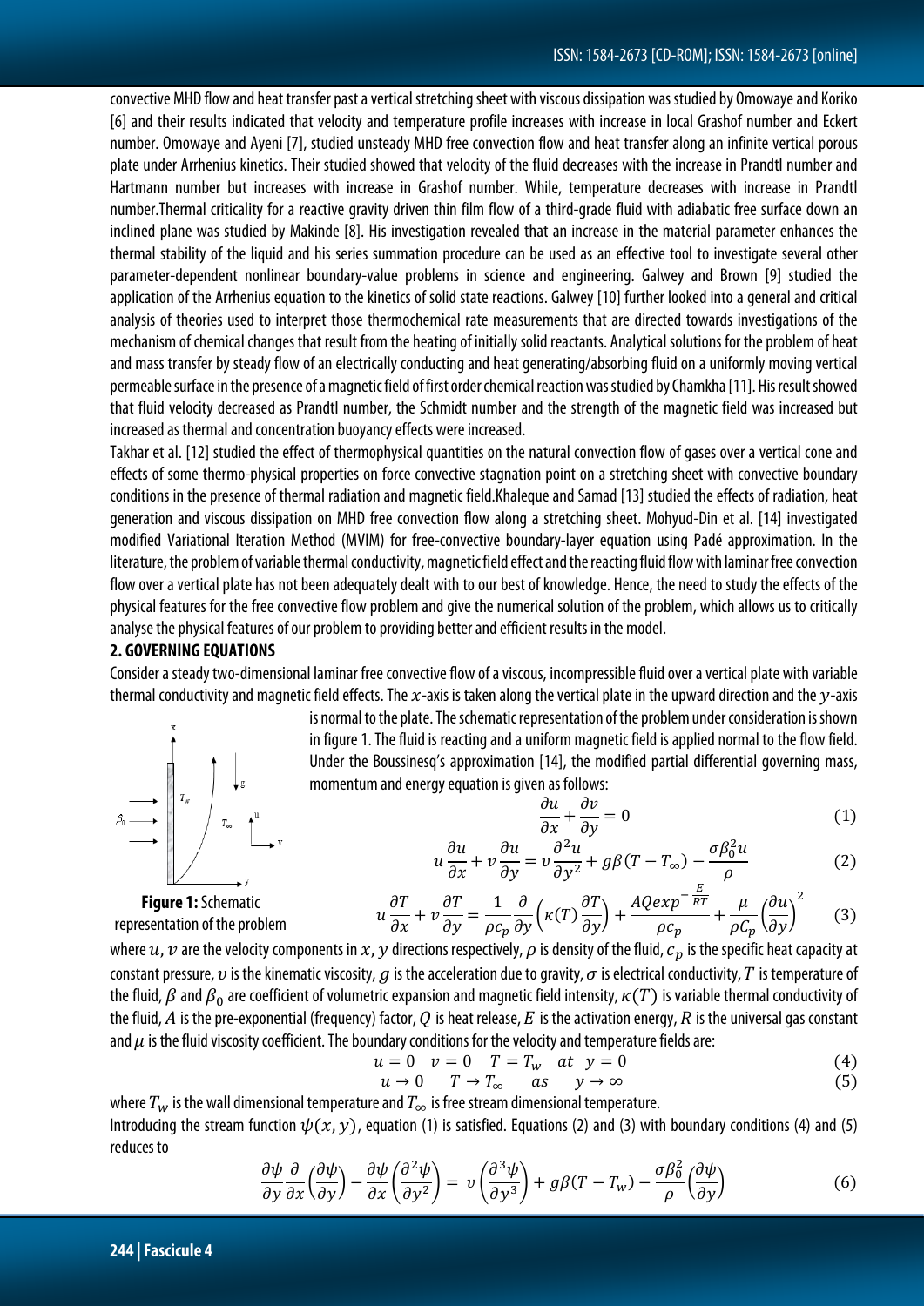convective MHD flow and heat transfer past a vertical stretching sheet with viscous dissipation was studied by Omowaye and Koriko [6] and their results indicated that velocity and temperature profile increases with increase in local Grashof number and Eckert number. Omowaye and Ayeni [7], studied unsteady MHD free convection flow and heat transfer along an infinite vertical porous plate under Arrhenius kinetics. Their studied showed that velocity of the fluid decreases with the increase in Prandtl number and Hartmann number but increases with increase in Grashof number. While, temperature decreases with increase in Prandtl number.Thermal criticality for a reactive gravity driven thin film flow of a third-grade fluid with adiabatic free surface down an inclined plane was studied by Makinde [8]. His investigation revealed that an increase in the material parameter enhances the thermal stability of the liquid and his series summation procedure can be used as an effective tool to investigate several other parameter-dependent nonlinear boundary-value problems in science and engineering. Galwey and Brown [9] studied the application of the Arrhenius equation to the kinetics of solid state reactions. Galwey [10] further looked into a general and critical analysis of theories used to interpret those thermochemical rate measurements that are directed towards investigations of the mechanism of chemical changes that result from the heating of initially solid reactants. Analytical solutions for the problem of heat and mass transfer by steady flow of an electrically conducting and heat generating/absorbing fluid on a uniformly moving vertical permeable surface in the presence of a magnetic field of first order chemical reaction was studied by Chamkha [11]. His result showed that fluid velocity decreased as Prandtl number, the Schmidt number and the strength of the magnetic field was increased but increased as thermal and concentration buoyancy effects were increased.

Takhar et al. [12] studied the effect of thermophysical quantities on the natural convection flow of gases over a vertical cone and effects of some thermo-physical properties on force convective stagnation point on a stretching sheet with convective boundary conditions in the presence of thermal radiation and magnetic field.Khaleque and Samad [13] studied the effects of radiation, heat generation and viscous dissipation on MHD free convection flow along a stretching sheet. Mohyud-Din et al. [14] investigated modified Variational Iteration Method (MVIM) for free-convective boundary-layer equation using Padé approximation. In the literature, the problem of variable thermal conductivity, magnetic field effect and the reacting fluid flow with laminar free convection flow over a vertical plate has not been adequately dealt with to our best of knowledge. Hence, the need to study the effects of the physical features for the free convective flow problem and give the numerical solution of the problem, which allows us to critically analyse the physical features of our problem to providing better and efficient results in the model.

## 2. GOVERNING EQUATIONS

Consider a steady two-dimensional laminar free convective flow of a viscous, incompressible fluid over a vertical plate with variable thermal conductivity and magnetic field effects. The $x$-axis is taken along the vertical plate in the upward direction and the $y$-axis is normal to the plate. The schematic representation of the problem under consideration is shown in figure 1. The fluid is reacting and a uniform magnetic field is applied normal to the flow field. Under the Boussinesq's approximation [14], the modified partial differential governing mass, momentum and energy equation is given as follows:

**Figure 1:** Schematic representation of the problem

$$\frac{\partial u}{\partial x} + \frac{\partial v}{\partial y} = 0 \tag{1}$$

$$u\frac{\partial u}{\partial x} + v\frac{\partial u}{\partial y} = v\frac{\partial^2 u}{\partial y^2} + g\beta(T - T_\infty) - \frac{\sigma\beta_0^2 u}{\rho} \tag{2}$$

$$u\frac{\partial T}{\partial x} + v\frac{\partial T}{\partial y} = \frac{1}{\rho c_p}\frac{\partial}{\partial y}\left(\kappa(T)\frac{\partial T}{\partial y}\right) + \frac{AQexp^{-\frac{E}{RT}}}{\rho c_p} + \frac{\mu}{\rho C_p}\left(\frac{\partial u}{\partial y}\right)^2 \tag{3}$$

where $u$, $v$ are the velocity components in $x$, $y$ directions respectively, $\rho$ is density of the fluid, $c_p$ is the specific heat capacity at constant pressure, $\upsilon$ is the kinematic viscosity, $g$ is the acceleration due to gravity, $\sigma$ is electrical conductivity, $T$ is temperature of the fluid, $\beta$ and $\beta_0$ are coefficient of volumetric expansion and magnetic field intensity, $\kappa(T)$ is variable thermal conductivity of the fluid, $A$ is the pre-exponential (frequency) factor, $Q$ is heat release, $E$ is the activation energy, $R$ is the universal gas constant and $\mu$ is the fluid viscosity coefficient. The boundary conditions for the velocity and temperature fields are:

$$u = 0 \quad v = 0 \quad T = T_w \quad at \;\; y = 0 \tag{4}$$

$$u \to 0 \quad T \to T_\infty \quad as \quad y \to \infty \tag{5}$$

where $T_w$ is the wall dimensional temperature and $T_\infty$ is free stream dimensional temperature.

Introducing the stream function $\psi(x, y)$, equation (1) is satisfied. Equations (2) and (3) with boundary conditions (4) and (5) reduces to

$$\frac{\partial\psi}{\partial y}\frac{\partial}{\partial x}\left(\frac{\partial\psi}{\partial y}\right) - \frac{\partial\psi}{\partial x}\left(\frac{\partial^2\psi}{\partial y^2}\right) = \upsilon\left(\frac{\partial^3\psi}{\partial y^3}\right) + g\beta(T - T_w) - \frac{\sigma\beta_0^2}{\rho}\left(\frac{\partial\psi}{\partial y}\right) \tag{6}$$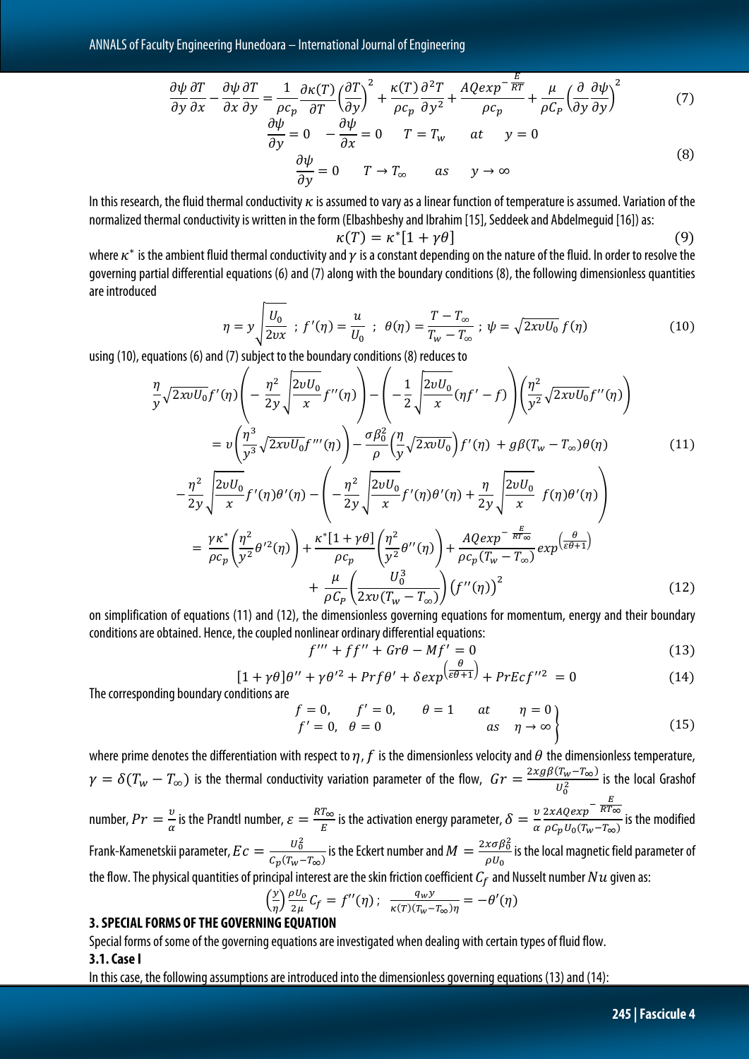$$\frac{\partial \psi}{\partial y}\frac{\partial T}{\partial x} - \frac{\partial \psi}{\partial x}\frac{\partial T}{\partial y} = \frac{1}{\rho c_p}\frac{\partial \kappa(T)}{\partial T}\left(\frac{\partial T}{\partial y}\right)^2 + \frac{\kappa(T)}{\rho c_p}\frac{\partial^2 T}{\partial y^2} + \frac{AQexp^{-\frac{E}{RT}}}{\rho c_p} + \frac{\mu}{\rho C_P}\left(\frac{\partial}{\partial y}\frac{\partial \psi}{\partial y}\right)^2 \tag{7}$$

$$\frac{\partial \psi}{\partial y} = 0 \quad -\frac{\partial \psi}{\partial x} = 0 \quad T = T_w \quad at \quad y = 0$$
$$\frac{\partial \psi}{\partial y} = 0 \quad T \to T_\infty \quad as \quad y \to \infty \tag{8}$$

In this research, the fluid thermal conductivity $\kappa$ is assumed to vary as a linear function of temperature is assumed. Variation of the normalized thermal conductivity is written in the form (Elbashbeshy and Ibrahim [15], Seddeek and Abdelmeguid [16]) as:

$$\kappa(T) = \kappa^*[1 + \gamma\theta] \tag{9}$$

where $\kappa^*$ is the ambient fluid thermal conductivity and $\gamma$ is a constant depending on the nature of the fluid. In order to resolve the governing partial differential equations (6) and (7) along with the boundary conditions (8), the following dimensionless quantities are introduced

$$\eta = y\sqrt{\frac{U_0}{2\upsilon x}} \;;\; f'(\eta) = \frac{u}{U_0} \;;\; \theta(\eta) = \frac{T - T_\infty}{T_w - T_\infty} \;;\; \psi = \sqrt{2x\upsilon U_0}\, f(\eta) \tag{10}$$

using (10), equations (6) and (7) subject to the boundary conditions (8) reduces to

$$\frac{\eta}{y}\sqrt{2x\upsilon U_0}f'(\eta)\left(-\frac{\eta^2}{2y}\sqrt{\frac{2\upsilon U_0}{x}}f''(\eta)\right) - \left(-\frac{1}{2}\sqrt{\frac{2\upsilon U_0}{x}}(\eta f' - f)\right)\left(\frac{\eta^2}{y^2}\sqrt{2x\upsilon U_0}f''(\eta)\right)$$
$$= \upsilon\left(\frac{\eta^3}{y^3}\sqrt{2x\upsilon U_0}f'''(\eta)\right) - \frac{\sigma\beta_0^2}{\rho}\left(\frac{\eta}{y}\sqrt{2x\upsilon U_0}\right)f'(\eta) + g\beta(T_w - T_\infty)\theta(\eta) \tag{11}$$

$$-\frac{\eta^2}{2y}\sqrt{\frac{2\upsilon U_0}{x}}f'(\eta)\theta'(\eta) - \left(-\frac{\eta^2}{2y}\sqrt{\frac{2\upsilon U_0}{x}}f'(\eta)\theta'(\eta) + \frac{\eta}{2y}\sqrt{\frac{2\upsilon U_0}{x}}\; f(\eta)\theta'(\eta)\right)$$
$$= \frac{\gamma\kappa^*}{\rho c_p}\left(\frac{\eta^2}{y^2}\theta'^2(\eta)\right) + \frac{\kappa^*[1 + \gamma\theta]}{\rho c_p}\left(\frac{\eta^2}{y^2}\theta''(\eta)\right) + \frac{AQexp^{-\frac{E}{RT_\infty}}}{\rho c_p(T_w - T_\infty)}exp^{\left(\frac{\theta}{\varepsilon\theta + 1}\right)}$$
$$+ \frac{\mu}{\rho C_P}\left(\frac{U_0^3}{2x\upsilon(T_w - T_\infty)}\right)\left(f''(\eta)\right)^2 \tag{12}$$

on simplification of equations (11) and (12), the dimensionless governing equations for momentum, energy and their boundary conditions are obtained. Hence, the coupled nonlinear ordinary differential equations:

$$f''' + ff'' + Gr\theta - Mf' = 0 \tag{13}$$

$$[1 + \gamma\theta]\theta'' + \gamma\theta'^2 + Prf\theta' + \delta exp^{\left(\frac{\theta}{\varepsilon\theta + 1}\right)} + PrEcf''^2 = 0 \tag{14}$$

The corresponding boundary conditions are

$$\left.\begin{array}{lll} f = 0, \quad f' = 0, \quad \theta = 1 & at & \eta = 0 \\ f' = 0, \quad \theta = 0 & as & \eta \to \infty \end{array}\right\} \tag{15}$$

where prime denotes the differentiation with respect to $\eta$, $f$ is the dimensionless velocity and $\theta$ the dimensionless temperature, $\gamma = \delta(T_w - T_\infty)$ is the thermal conductivity variation parameter of the flow, $Gr = \frac{2xg\beta(T_w - T_\infty)}{U_0^2}$ is the local Grashof number, $Pr = \frac{\upsilon}{\alpha}$ is the Prandtl number, $\varepsilon = \frac{RT_\infty}{E}$ is the activation energy parameter, $\delta = \frac{\upsilon}{\alpha}\frac{2xAQexp^{-\frac{E}{RT_\infty}}}{\rho C_p U_0(T_w - T_\infty)}$ is the modified Frank-Kamenetskii parameter, $Ec = \frac{U_0^2}{C_p(T_w - T_\infty)}$ is the Eckert number and $M = \frac{2x\sigma\beta_0^2}{\rho U_0}$ is the local magnetic field parameter of the flow. The physical quantities of principal interest are the skin friction coefficient $C_f$ and Nusselt number $Nu$ given as:

$$\left(\frac{y}{\eta}\right)\frac{\rho U_0}{2\mu}C_f = f''(\eta)\,; \quad \frac{q_w y}{\kappa(T)(T_w - T_\infty)\eta} = -\theta'(\eta)$$

## 3. SPECIAL FORMS OF THE GOVERNING EQUATION

Special forms of some of the governing equations are investigated when dealing with certain types of fluid flow.

### 3.1. Case I

In this case, the following assumptions are introduced into the dimensionless governing equations (13) and (14):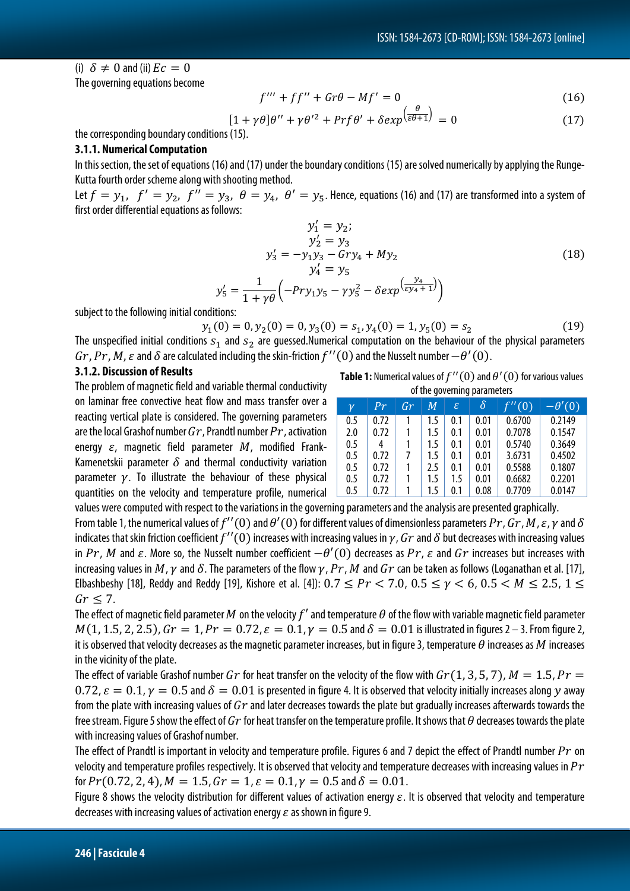(i) $\delta \neq 0$ and (ii) $Ec = 0$

The governing equations become

$$f''' + ff'' + Gr\theta - Mf' = 0 \tag{16}$$

$$[1+\gamma\theta]\theta'' + \gamma\theta'^2 + Prf\theta' + \delta exp^{\left(\frac{\theta}{\varepsilon\theta+1}\right)} = 0 \tag{17}$$

the corresponding boundary conditions (15).

### 3.1.1. Numerical Computation

In this section, the set of equations (16) and (17) under the boundary conditions (15) are solved numerically by applying the Runge-Kutta fourth order scheme along with shooting method.

Let $f = y_1,\ f' = y_2,\ f'' = y_3,\ \theta = y_4,\ \theta' = y_5$. Hence, equations (16) and (17) are transformed into a system of first order differential equations as follows:

$$\begin{gathered} y_1' = y_2; \\ y_2' = y_3 \\ y_3' = -y_1y_3 - Gry_4 + My_2 \\ y_4' = y_5 \\ y_5' = \frac{1}{1+\gamma\theta}\left(-Pry_1y_5 - \gamma y_5^2 - \delta exp^{\left(\frac{y_4}{\varepsilon y_4+1}\right)}\right) \end{gathered} \tag{18}$$

subject to the following initial conditions:

$$y_1(0) = 0, y_2(0) = 0, y_3(0) = s_1, y_4(0) = 1, y_5(0) = s_2 \tag{19}$$

The unspecified initial conditions $s_1$ and $s_2$ are guessed.Numerical computation on the behaviour of the physical parameters $Gr, Pr, M, \varepsilon$ and $\delta$ are calculated including the skin-friction $f''(0)$ and the Nusselt number $-\theta'(0)$.

### 3.1.2. Discussion of Results

The problem of magnetic field and variable thermal conductivity on laminar free convective heat flow and mass transfer over a reacting vertical plate is considered. The governing parameters are the local Grashof number $Gr$, Prandtl number $Pr$, activation energy $\varepsilon$, magnetic field parameter $M$, modified Frank-Kamenetskii parameter $\delta$ and thermal conductivity variation parameter $\gamma$. To illustrate the behaviour of these physical quantities on the velocity and temperature profile, numerical values were computed with respect to the variations in the governing parameters and the analysis are presented graphically.

**Table 1:** Numerical values of $f''(0)$ and $\theta'(0)$ for various values of the governing parameters

| $\gamma$ | $Pr$ | $Gr$ | $M$ | $\varepsilon$ | $\delta$ | $f''(0)$ | $-\theta'(0)$ |
|---|---|---|---|---|---|---|---|
| 0.5 | 0.72 | 1 | 1.5 | 0.1 | 0.01 | 0.6700 | 0.2149 |
| 2.0 | 0.72 | 1 | 1.5 | 0.1 | 0.01 | 0.7078 | 0.1547 |
| 0.5 | 4 | 1 | 1.5 | 0.1 | 0.01 | 0.5740 | 0.3649 |
| 0.5 | 0.72 | 7 | 1.5 | 0.1 | 0.01 | 3.6731 | 0.4502 |
| 0.5 | 0.72 | 1 | 2.5 | 0.1 | 0.01 | 0.5588 | 0.1807 |
| 0.5 | 0.72 | 1 | 1.5 | 1.5 | 0.01 | 0.6682 | 0.2201 |
| 0.5 | 0.72 | 1 | 1.5 | 0.1 | 0.08 | 0.7709 | 0.0147 |

From table 1, the numerical values of $f''(0)$ and $\theta'(0)$ for different values of dimensionless parameters $Pr, Gr, M, \varepsilon, \gamma$ and $\delta$ indicates that skin friction coefficient $f''(0)$ increases with increasing values in $\gamma$, $Gr$ and $\delta$ but decreases with increasing values in $Pr$, $M$ and $\varepsilon$. More so, the Nusselt number coefficient $-\theta'(0)$ decreases as $Pr$, $\varepsilon$ and $Gr$ increases but increases with increasing values in $M, \gamma$ and $\delta$. The parameters of the flow $\gamma, Pr, M$ and $Gr$ can be taken as follows (Loganathan et al. [17], Elbashbeshy [18], Reddy and Reddy [19], Kishore et al. [4]): $0.7 \leq Pr < 7.0,\ 0.5 \leq \gamma < 6,\ 0.5 < M \leq 2.5,\ 1 \leq Gr \leq 7$.

The effect of magnetic field parameter $M$ on the velocity $f'$ and temperature $\theta$ of the flow with variable magnetic field parameter $M(1, 1.5, 2, 2.5), Gr = 1, Pr = 0.72, \varepsilon = 0.1, \gamma = 0.5$ and $\delta = 0.01$ is illustrated in figures 2 – 3. From figure 2, it is observed that velocity decreases as the magnetic parameter increases, but in figure 3, temperature $\theta$ increases as $M$ increases in the vicinity of the plate.

The effect of variable Grashof number $Gr$ for heat transfer on the velocity of the flow with $Gr(1, 3, 5, 7), M = 1.5, Pr = 0.72, \varepsilon = 0.1, \gamma = 0.5$ and $\delta = 0.01$ is presented in figure 4. It is observed that velocity initially increases along $y$ away from the plate with increasing values of $Gr$ and later decreases towards the plate but gradually increases afterwards towards the free stream. Figure 5 show the effect of $Gr$ for heat transfer on the temperature profile. It shows that $\theta$ decreases towards the plate with increasing values of Grashof number.

The effect of Prandtl is important in velocity and temperature profile. Figures 6 and 7 depict the effect of Prandtl number $Pr$ on velocity and temperature profiles respectively. It is observed that velocity and temperature decreases with increasing values in $Pr$ for $Pr(0.72, 2, 4), M = 1.5, Gr = 1, \varepsilon = 0.1, \gamma = 0.5$ and $\delta = 0.01$.

Figure 8 shows the velocity distribution for different values of activation energy $\varepsilon$. It is observed that velocity and temperature decreases with increasing values of activation energy $\varepsilon$ as shown in figure 9.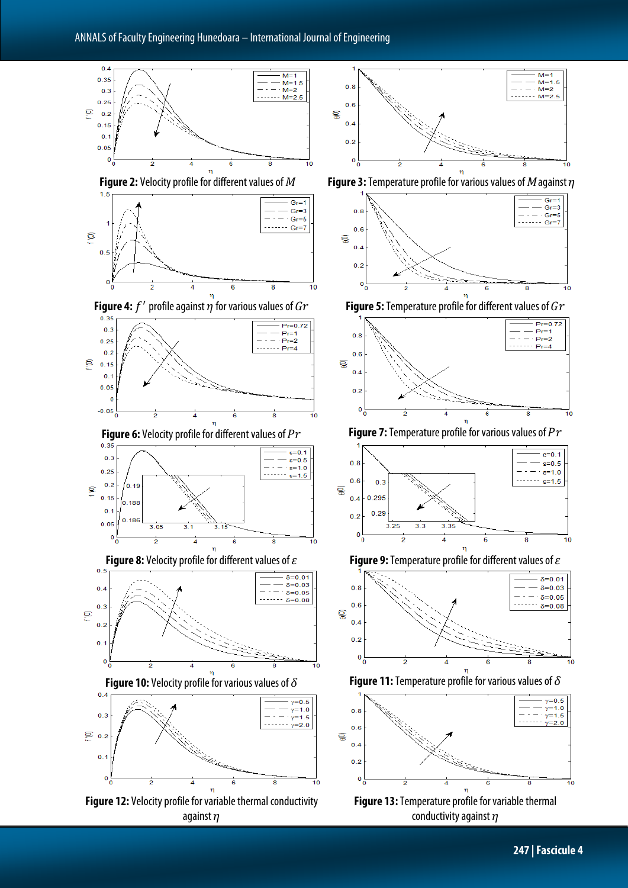**Figure 2:** Velocity profile for different values of $M$

**Figure 3:** Temperature profile for various values of $M$ against $\eta$

**Figure 4:** $f'$ profile against $\eta$ for various values of $Gr$

**Figure 5:** Temperature profile for different values of $Gr$

**Figure 6:** Velocity profile for different values of $Pr$

**Figure 7:** Temperature profile for various values of $Pr$

**Figure 8:** Velocity profile for different values of $\varepsilon$

**Figure 9:** Temperature profile for different values of $\varepsilon$

**Figure 10:** Velocity profile for various values of $\delta$

**Figure 11:** Temperature profile for various values of $\delta$

**Figure 12:** Velocity profile for variable thermal conductivity against $\eta$

**Figure 13:** Temperature profile for variable thermal conductivity against $\eta$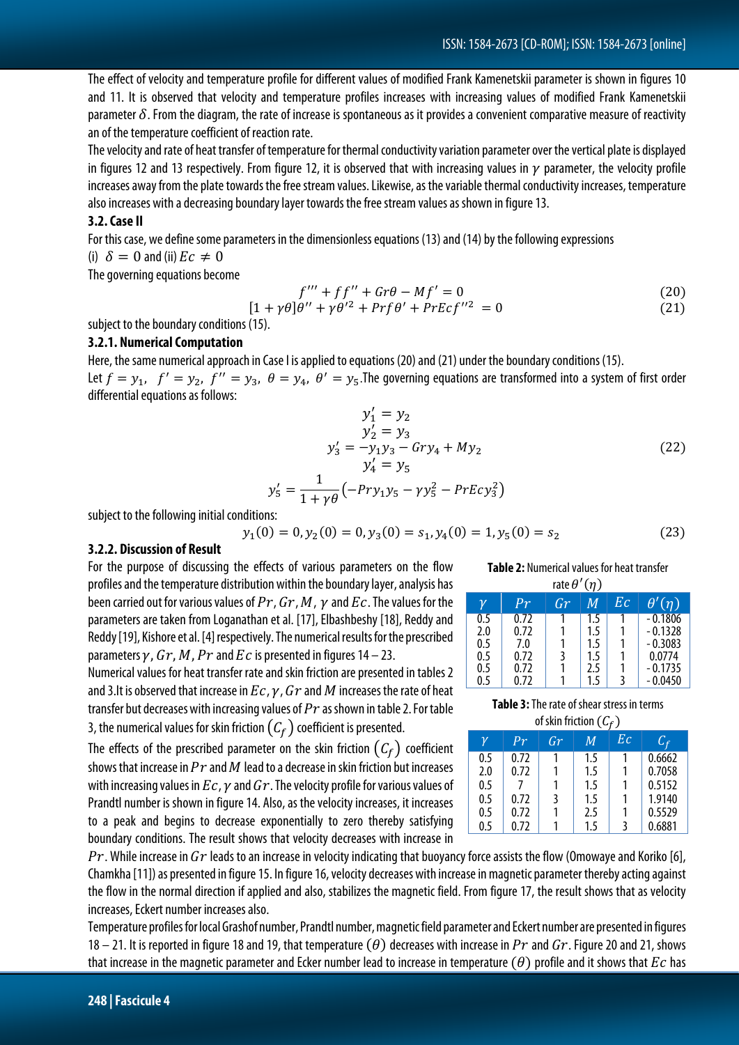The effect of velocity and temperature profile for different values of modified Frank Kamenetskii parameter is shown in figures 10 and 11. It is observed that velocity and temperature profiles increases with increasing values of modified Frank Kamenetskii parameter $\delta$. From the diagram, the rate of increase is spontaneous as it provides a convenient comparative measure of reactivity an of the temperature coefficient of reaction rate.

The velocity and rate of heat transfer of temperature for thermal conductivity variation parameter over the vertical plate is displayed in figures 12 and 13 respectively. From figure 12, it is observed that with increasing values in $\gamma$ parameter, the velocity profile increases away from the plate towards the free stream values. Likewise, as the variable thermal conductivity increases, temperature also increases with a decreasing boundary layer towards the free stream values as shown in figure 13.

### 3.2. Case II

For this case, we define some parameters in the dimensionless equations (13) and (14) by the following expressions

(i) $\delta = 0$ and (ii) $Ec \neq 0$

The governing equations become

$$f''' + ff'' + Gr\theta - Mf' = 0 \tag{20}$$

$$[1 + \gamma\theta]\theta'' + \gamma\theta'^2 + Prf\theta' + PrEcf''^2 = 0 \tag{21}$$

subject to the boundary conditions (15).

#### 3.2.1. Numerical Computation

Here, the same numerical approach in Case I is applied to equations (20) and (21) under the boundary conditions (15).

Let $f = y_1,\ f' = y_2,\ f'' = y_3,\ \theta = y_4,\ \theta' = y_5$.The governing equations are transformed into a system of first order differential equations as follows:

$$\begin{gathered} y_1' = y_2 \\ y_2' = y_3 \\ y_3' = -y_1y_3 - Gry_4 + My_2 \\ y_4' = y_5 \\ y_5' = \frac{1}{1+\gamma\theta}\left(-Pry_1y_5 - \gamma y_5^2 - PrEcy_3^2\right) \end{gathered} \tag{22}$$

subject to the following initial conditions:

$$y_1(0) = 0, y_2(0) = 0, y_3(0) = s_1, y_4(0) = 1, y_5(0) = s_2 \tag{23}$$

#### 3.2.2. Discussion of Result

For the purpose of discussing the effects of various parameters on the flow profiles and the temperature distribution within the boundary layer, analysis has been carried out for various values of $Pr, Gr, M, \gamma$ and $Ec$. The values for the parameters are taken from Loganathan et al. [17], Elbashbeshy [18], Reddy and Reddy [19], Kishore et al. [4] respectively. The numerical results for the prescribed parameters $\gamma, Gr, M, Pr$ and $Ec$ is presented in figures 14 – 23.

Numerical values for heat transfer rate and skin friction are presented in tables 2 and 3.It is observed that increase in $Ec, \gamma, Gr$ and $M$ increases the rate of heat transfer but decreases with increasing values of $Pr$ as shown in table 2. For table 3, the numerical values for skin friction $(C_f)$ coefficient is presented.

**Table 2:** Numerical values for heat transfer rate $\theta'(\eta)$

| $\gamma$ | $Pr$ | $Gr$ | $M$ | $Ec$ | $\theta'(\eta)$ |
|---|---|---|---|---|---|
| 0.5 | 0.72 | 1 | 1.5 | 1 | - 0.1806 |
| 2.0 | 0.72 | 1 | 1.5 | 1 | - 0.1328 |
| 0.5 | 7.0 | 1 | 1.5 | 1 | - 0.3083 |
| 0.5 | 0.72 | 3 | 1.5 | 1 | 0.0774 |
| 0.5 | 0.72 | 1 | 2.5 | 1 | - 0.1735 |
| 0.5 | 0.72 | 1 | 1.5 | 3 | - 0.0450 |

**Table 3:** The rate of shear stress in terms of skin friction $(C_f)$

| $\gamma$ | $Pr$ | $Gr$ | $M$ | $Ec$ | $C_f$ |
|---|---|---|---|---|---|
| 0.5 | 0.72 | 1 | 1.5 | 1 | 0.6662 |
| 2.0 | 0.72 | 1 | 1.5 | 1 | 0.7058 |
| 0.5 | 7 | 1 | 1.5 | 1 | 0.5152 |
| 0.5 | 0.72 | 3 | 1.5 | 1 | 1.9140 |
| 0.5 | 0.72 | 1 | 2.5 | 1 | 0.5529 |
| 0.5 | 0.72 | 1 | 1.5 | 3 | 0.6881 |

The effects of the prescribed parameter on the skin friction $(C_f)$ coefficient shows that increase in $Pr$ and $M$ lead to a decrease in skin friction but increases with increasing values in $Ec, \gamma$ and $Gr$. The velocity profile for various values of Prandtl number is shown in figure 14. Also, as the velocity increases, it increases to a peak and begins to decrease exponentially to zero thereby satisfying boundary conditions. The result shows that velocity decreases with increase in $Pr$. While increase in $Gr$ leads to an increase in velocity indicating that buoyancy force assists the flow (Omowaye and Koriko [6], Chamkha [11]) as presented in figure 15. In figure 16, velocity decreases with increase in magnetic parameter thereby acting against the flow in the normal direction if applied and also, stabilizes the magnetic field. From figure 17, the result shows that as velocity increases, Eckert number increases also.

Temperature profiles for local Grashof number, Prandtl number, magnetic field parameter and Eckert number are presented in figures 18 – 21. It is reported in figure 18 and 19, that temperature $(\theta)$ decreases with increase in $Pr$ and $Gr$. Figure 20 and 21, shows that increase in the magnetic parameter and Ecker number lead to increase in temperature $(\theta)$ profile and it shows that $Ec$ has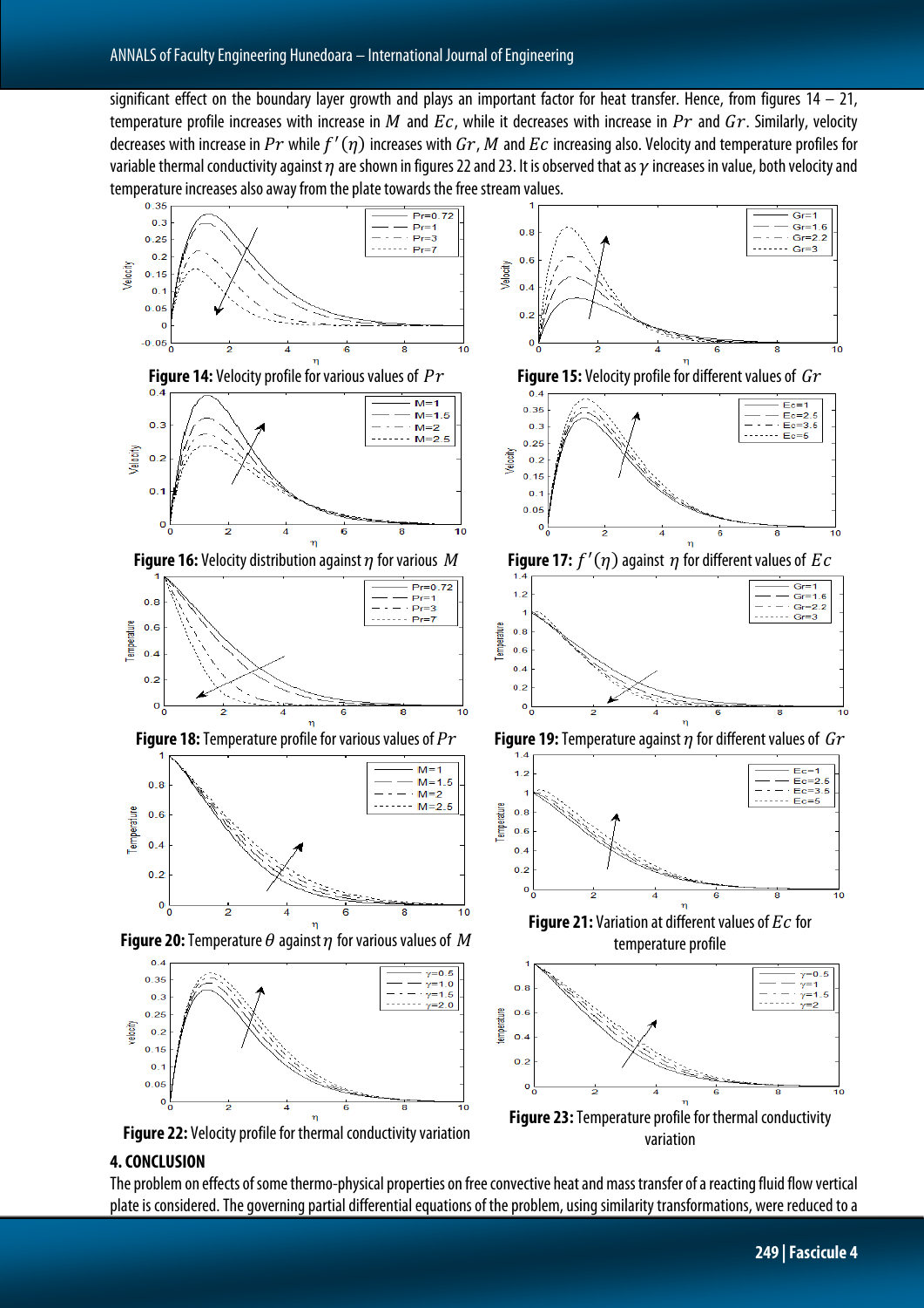significant effect on the boundary layer growth and plays an important factor for heat transfer. Hence, from figures 14 – 21, temperature profile increases with increase in $M$ and $Ec$, while it decreases with increase in $Pr$ and $Gr$. Similarly, velocity decreases with increase in $Pr$ while $f'(\eta)$ increases with $Gr$, $M$ and $Ec$ increasing also. Velocity and temperature profiles for variable thermal conductivity against $\eta$ are shown in figures 22 and 23. It is observed that as $\gamma$ increases in value, both velocity and temperature increases also away from the plate towards the free stream values.

**Figure 14:** Velocity profile for various values of $Pr$

**Figure 15:** Velocity profile for different values of $Gr$

**Figure 16:** Velocity distribution against $\eta$ for various $M$

**Figure 17:** $f'(\eta)$ against $\eta$ for different values of $Ec$

**Figure 18:** Temperature profile for various values of $Pr$

**Figure 19:** Temperature against $\eta$ for different values of $Gr$

**Figure 20:** Temperature $\theta$ against $\eta$ for various values of $M$

**Figure 21:** Variation at different values of $Ec$ for temperature profile

**Figure 22:** Velocity profile for thermal conductivity variation

**Figure 23:** Temperature profile for thermal conductivity variation

## 4. CONCLUSION

The problem on effects of some thermo-physical properties on free convective heat and mass transfer of a reacting fluid flow vertical plate is considered. The governing partial differential equations of the problem, using similarity transformations, were reduced to a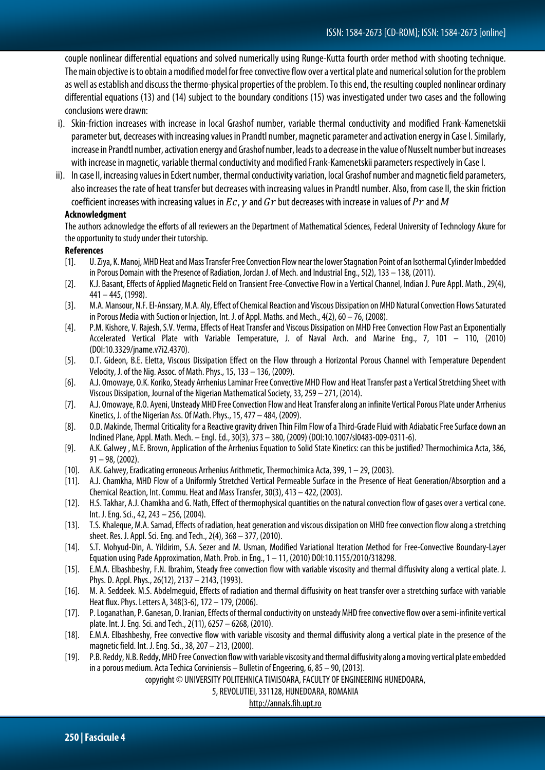couple nonlinear differential equations and solved numerically using Runge-Kutta fourth order method with shooting technique. The main objective is to obtain a modified model for free convective flow over a vertical plate and numerical solution for the problem as well as establish and discuss the thermo-physical properties of the problem. To this end, the resulting coupled nonlinear ordinary differential equations (13) and (14) subject to the boundary conditions (15) was investigated under two cases and the following conclusions were drawn:

i). Skin-friction increases with increase in local Grashof number, variable thermal conductivity and modified Frank-Kamenetskii parameter but, decreases with increasing values in Prandtl number, magnetic parameter and activation energy in Case I. Similarly, increase in Prandtl number, activation energy and Grashof number, leads to a decrease in the value of Nusselt number but increases with increase in magnetic, variable thermal conductivity and modified Frank-Kamenetskii parameters respectively in Case I.

ii). In case II, increasing values in Eckert number, thermal conductivity variation, local Grashof number and magnetic field parameters, also increases the rate of heat transfer but decreases with increasing values in Prandtl number. Also, from case II, the skin friction coefficient increases with increasing values in $Ec, \gamma$ and $Gr$ but decreases with increase in values of $Pr$ and $M$

**Acknowledgment**

The authors acknowledge the efforts of all reviewers an the Department of Mathematical Sciences, Federal University of Technology Akure for the opportunity to study under their tutorship.

**References**

[1]. U. Ziya, K. Manoj, MHD Heat and Mass Transfer Free Convection Flow near the lower Stagnation Point of an Isothermal Cylinder Imbedded in Porous Domain with the Presence of Radiation, Jordan J. of Mech. and Industrial Eng., 5(2), 133 – 138, (2011).

[2]. K.J. Basant, Effects of Applied Magnetic Field on Transient Free-Convective Flow in a Vertical Channel, Indian J. Pure Appl. Math., 29(4), 441 – 445, (1998).

[3]. M.A. Mansour, N.F. El-Anssary, M.A. Aly, Effect of Chemical Reaction and Viscous Dissipation on MHD Natural Convection Flows Saturated in Porous Media with Suction or Injection, Int. J. of Appl. Maths. and Mech., 4(2), 60 – 76, (2008).

[4]. P.M. Kishore, V. Rajesh, S.V. Verma, Effects of Heat Transfer and Viscous Dissipation on MHD Free Convection Flow Past an Exponentially Accelerated Vertical Plate with Variable Temperature, J. of Naval Arch. and Marine Eng., 7, 101 – 110, (2010) (DOI:10.3329/jname.v7i2.4370).

[5]. O.T. Gideon, B.E. Eletta, Viscous Dissipation Effect on the Flow through a Horizontal Porous Channel with Temperature Dependent Velocity, J. of the Nig. Assoc. of Math. Phys., 15, 133 – 136, (2009).

[6]. A.J. Omowaye, O.K. Koriko, Steady Arrhenius Laminar Free Convective MHD Flow and Heat Transfer past a Vertical Stretching Sheet with Viscous Dissipation, Journal of the Nigerian Mathematical Society, 33, 259 – 271, (2014).

[7]. A.J. Omowaye, R.O. Ayeni, Unsteady MHD Free Convection Flow and Heat Transfer along an infinite Vertical Porous Plate under Arrhenius Kinetics, J. of the Nigerian Ass. Of Math. Phys., 15, 477 – 484, (2009).

[8]. O.D. Makinde, Thermal Criticality for a Reactive gravity driven Thin Film Flow of a Third-Grade Fluid with Adiabatic Free Surface down an Inclined Plane, Appl. Math. Mech. – Engl. Ed., 30(3), 373 – 380, (2009) (DOI:10.1007/sl0483-009-0311-6).

[9]. A.K. Galwey , M.E. Brown, Application of the Arrhenius Equation to Solid State Kinetics: can this be justified? Thermochimica Acta, 386, 91 – 98, (2002).

[10]. A.K. Galwey, Eradicating erroneous Arrhenius Arithmetic, Thermochimica Acta, 399, 1 – 29, (2003).

[11]. A.J. Chamkha, MHD Flow of a Uniformly Stretched Vertical Permeable Surface in the Presence of Heat Generation/Absorption and a Chemical Reaction, Int. Commu. Heat and Mass Transfer, 30(3), 413 – 422, (2003).

[12]. H.S. Takhar, A.J. Chamkha and G. Nath, Effect of thermophysical quantities on the natural convection flow of gases over a vertical cone. Int. J. Eng. Sci., 42, 243 – 256, (2004).

[13]. T.S. Khaleque, M.A. Samad, Effects of radiation, heat generation and viscous dissipation on MHD free convection flow along a stretching sheet. Res. J. Appl. Sci. Eng. and Tech., 2(4), 368 – 377, (2010).

[14]. S.T. Mohyud-Din, A. Yildirim, S.A. Sezer and M. Usman, Modified Variational Iteration Method for Free-Convective Boundary-Layer Equation using Pade Approximation, Math. Prob. in Eng., 1 – 11, (2010) DOI:10.1155/2010/318298.

[15]. E.M.A. Elbashbeshy, F.N. Ibrahim, Steady free convection flow with variable viscosity and thermal diffusivity along a vertical plate. J. Phys. D. Appl. Phys., 26(12), 2137 – 2143, (1993).

[16]. M. A. Seddeek. M.S. Abdelmeguid, Effects of radiation and thermal diffusivity on heat transfer over a stretching surface with variable Heat flux. Phys. Letters A, 348(3-6), 172 – 179, (2006).

[17]. P. Loganathan, P. Ganesan, D. Iranian, Effects of thermal conductivity on unsteady MHD free convective flow over a semi-infinite vertical plate. Int. J. Eng. Sci. and Tech., 2(11), 6257 – 6268, (2010).

[18]. E.M.A. Elbashbeshy, Free convective flow with variable viscosity and thermal diffusivity along a vertical plate in the presence of the magnetic field. Int. J. Eng. Sci., 38, 207 – 213, (2000).

[19]. P.B. Reddy, N.B. Reddy, MHD Free Convection flow with variable viscosity and thermal diffusivity along a moving vertical plate embedded in a porous medium. Acta Techica Corviniensis – Bulletin of Engeering, 6, 85 – 90, (2013).

copyright © UNIVERSITY POLITEHNICA TIMISOARA, FACULTY OF ENGINEERING HUNEDOARA,
5, REVOLUTIEI, 331128, HUNEDOARA, ROMANIA
http://annals.fih.upt.ro